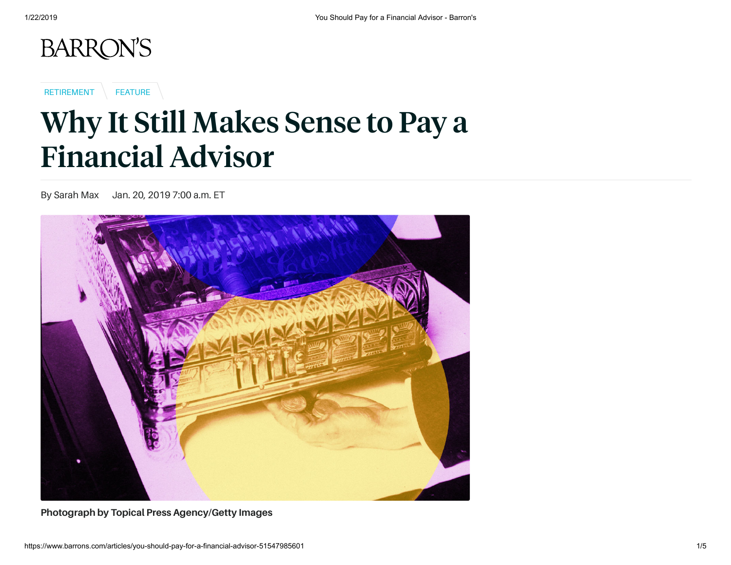BARRON'S

RETIREMENT | FEATURE

# Why It Still Makes Sense to Pay a Financial Advisor

By Sarah Max    Jan. 20, 2019 7:00 a.m. ET

**Photograph by Topical Press Agency/Getty Images**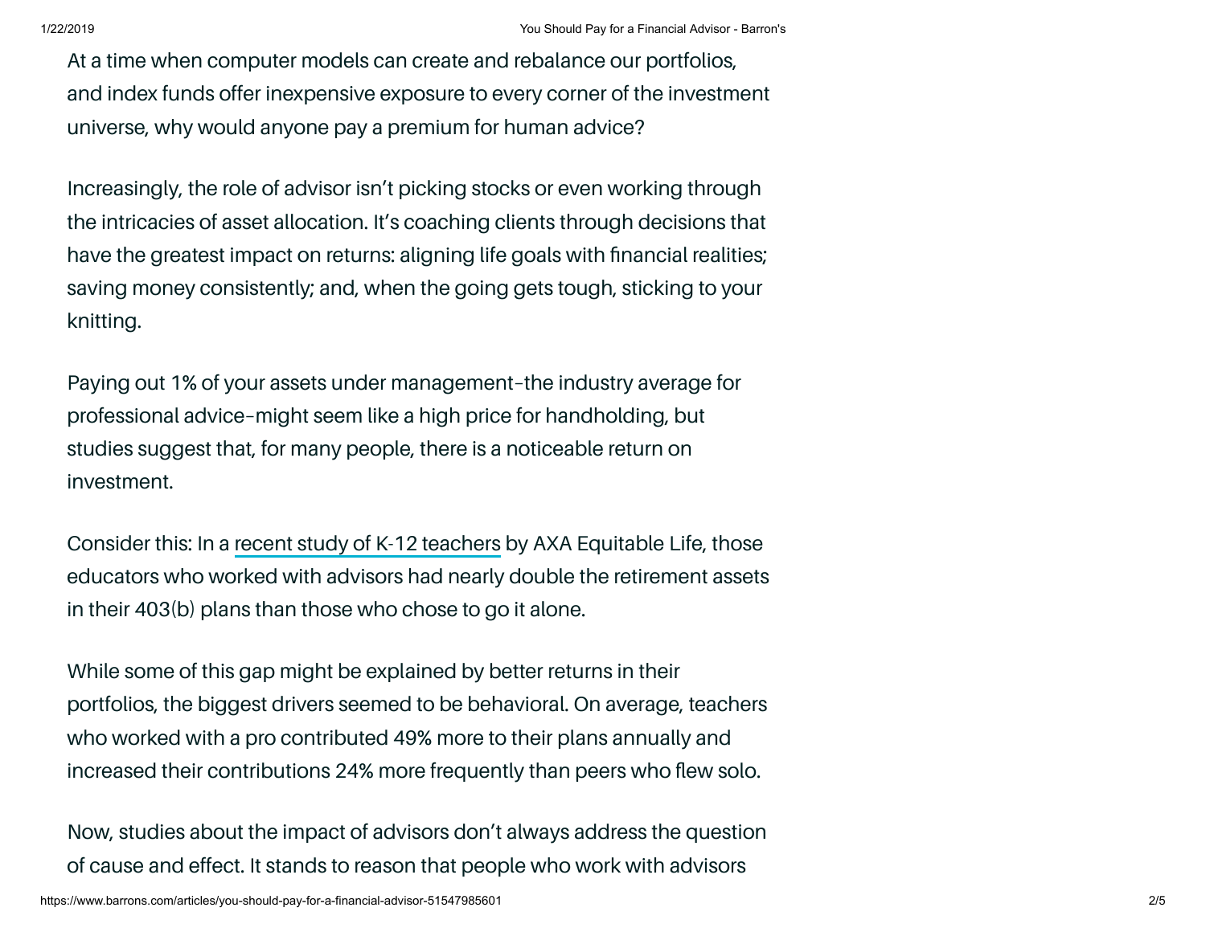At a time when computer models can create and rebalance our portfolios, and index funds offer inexpensive exposure to every corner of the investment universe, why would anyone pay a premium for human advice?

Increasingly, the role of advisor isn't picking stocks or even working through the intricacies of asset allocation. It's coaching clients through decisions that have the greatest impact on returns: aligning life goals with financial realities; saving money consistently; and, when the going gets tough, sticking to your knitting.

Paying out 1% of your assets under management–the industry average for professional advice–might seem like a high price for handholding, but studies suggest that, for many people, there is a noticeable return on investment.

Consider this: In a recent study of K-12 teachers by AXA Equitable Life, those educators who worked with advisors had nearly double the retirement assets in their 403(b) plans than those who chose to go it alone.

While some of this gap might be explained by better returns in their portfolios, the biggest drivers seemed to be behavioral. On average, teachers who worked with a pro contributed 49% more to their plans annually and increased their contributions 24% more frequently than peers who flew solo.

Now, studies about the impact of advisors don't always address the question of cause and effect. It stands to reason that people who work with advisors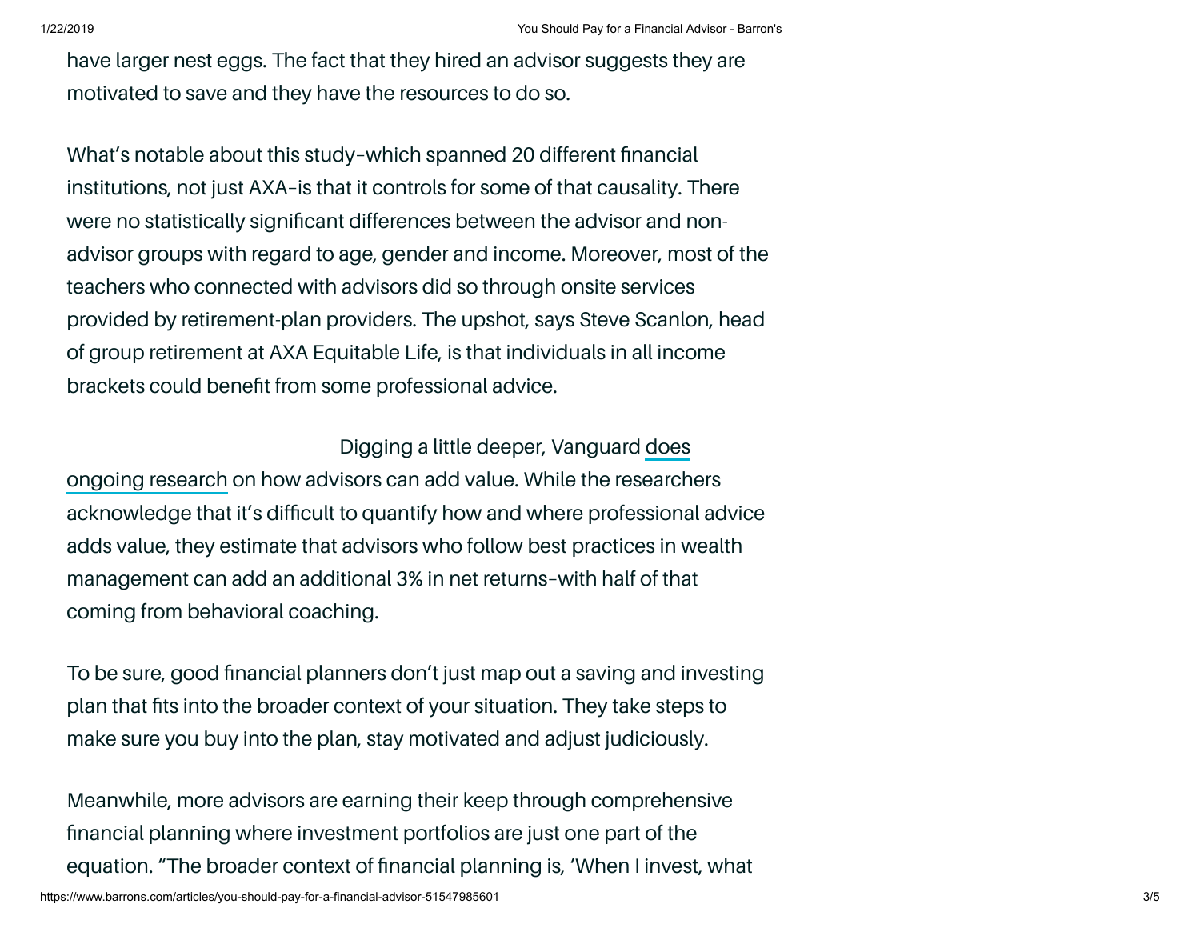have larger nest eggs. The fact that they hired an advisor suggests they are motivated to save and they have the resources to do so.

What's notable about this study–which spanned 20 different financial institutions, not just AXA–is that it controls for some of that causality. There were no statistically significant differences between the advisor and non-advisor groups with regard to age, gender and income. Moreover, most of the teachers who connected with advisors did so through onsite services provided by retirement-plan providers. The upshot, says Steve Scanlon, head of group retirement at AXA Equitable Life, is that individuals in all income brackets could benefit from some professional advice.

Digging a little deeper, Vanguard does ongoing research on how advisors can add value. While the researchers acknowledge that it's difficult to quantify how and where professional advice adds value, they estimate that advisors who follow best practices in wealth management can add an additional 3% in net returns–with half of that coming from behavioral coaching.

To be sure, good financial planners don't just map out a saving and investing plan that fits into the broader context of your situation. They take steps to make sure you buy into the plan, stay motivated and adjust judiciously.

Meanwhile, more advisors are earning their keep through comprehensive financial planning where investment portfolios are just one part of the equation. "The broader context of financial planning is, 'When I invest, what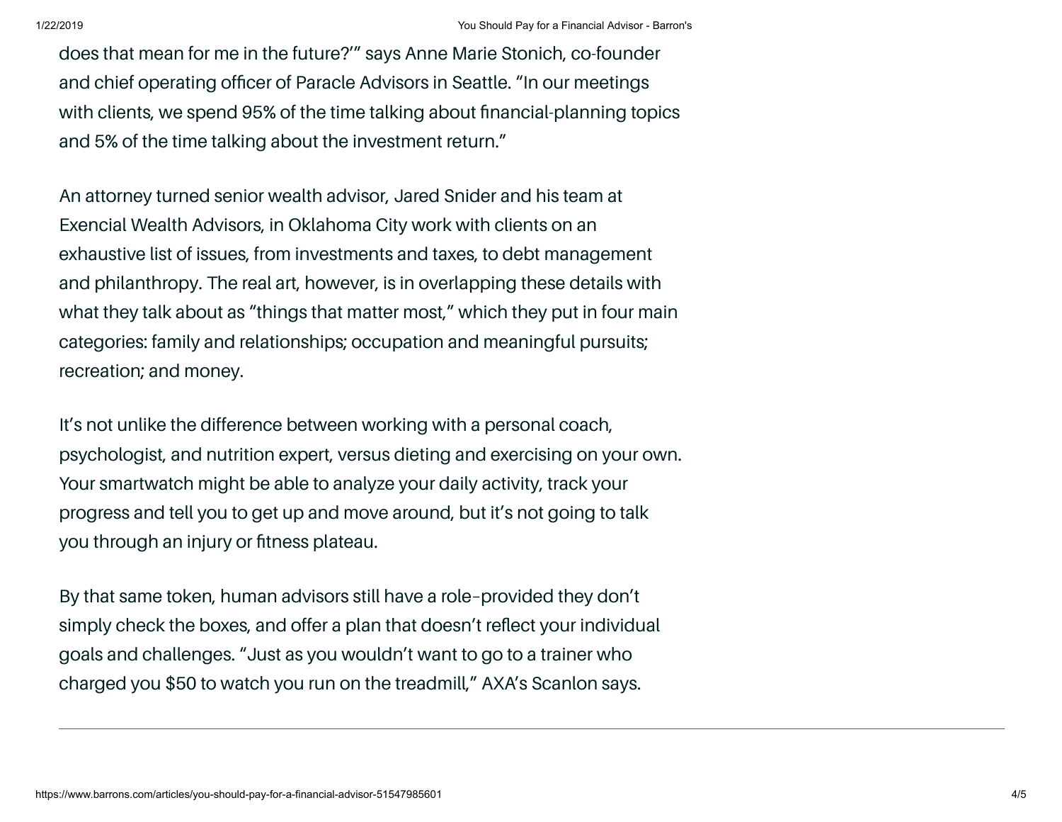does that mean for me in the future?'" says Anne Marie Stonich, co-founder and chief operating officer of Paracle Advisors in Seattle. "In our meetings with clients, we spend 95% of the time talking about financial-planning topics and 5% of the time talking about the investment return."

An attorney turned senior wealth advisor, Jared Snider and his team at Exencial Wealth Advisors, in Oklahoma City work with clients on an exhaustive list of issues, from investments and taxes, to debt management and philanthropy. The real art, however, is in overlapping these details with what they talk about as "things that matter most," which they put in four main categories: family and relationships; occupation and meaningful pursuits; recreation; and money.

It's not unlike the difference between working with a personal coach, psychologist, and nutrition expert, versus dieting and exercising on your own. Your smartwatch might be able to analyze your daily activity, track your progress and tell you to get up and move around, but it's not going to talk you through an injury or fitness plateau.

By that same token, human advisors still have a role–provided they don't simply check the boxes, and offer a plan that doesn't reflect your individual goals and challenges. "Just as you wouldn't want to go to a trainer who charged you $50 to watch you run on the treadmill," AXA's Scanlon says.

---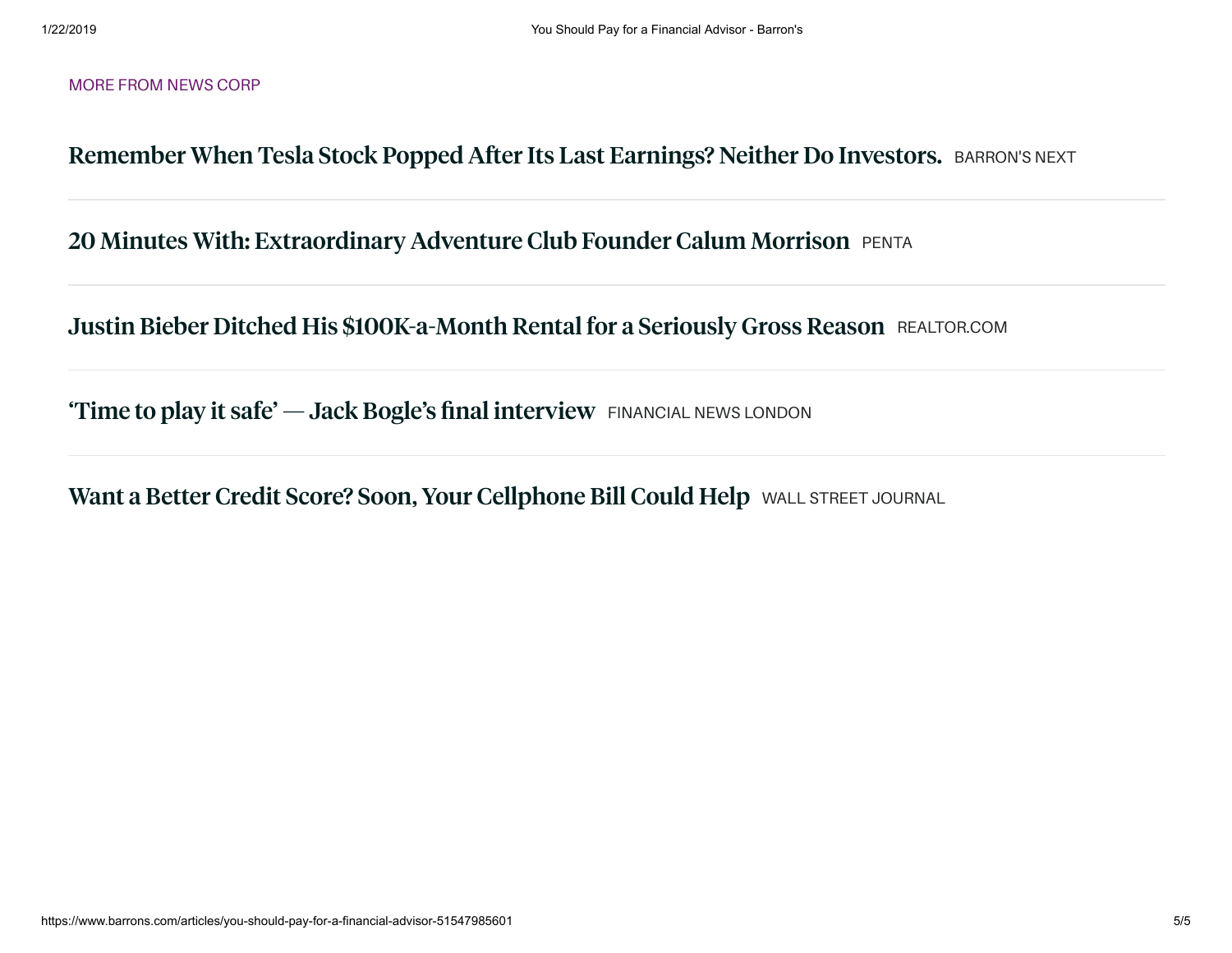MORE FROM NEWS CORP

**Remember When Tesla Stock Popped After Its Last Earnings? Neither Do Investors.** BARRON'S NEXT

---

**20 Minutes With: Extraordinary Adventure Club Founder Calum Morrison** PENTA

---

**Justin Bieber Ditched His $100K-a-Month Rental for a Seriously Gross Reason** REALTOR.COM

---

**'Time to play it safe' — Jack Bogle's final interview** FINANCIAL NEWS LONDON

---

**Want a Better Credit Score? Soon, Your Cellphone Bill Could Help** WALL STREET JOURNAL